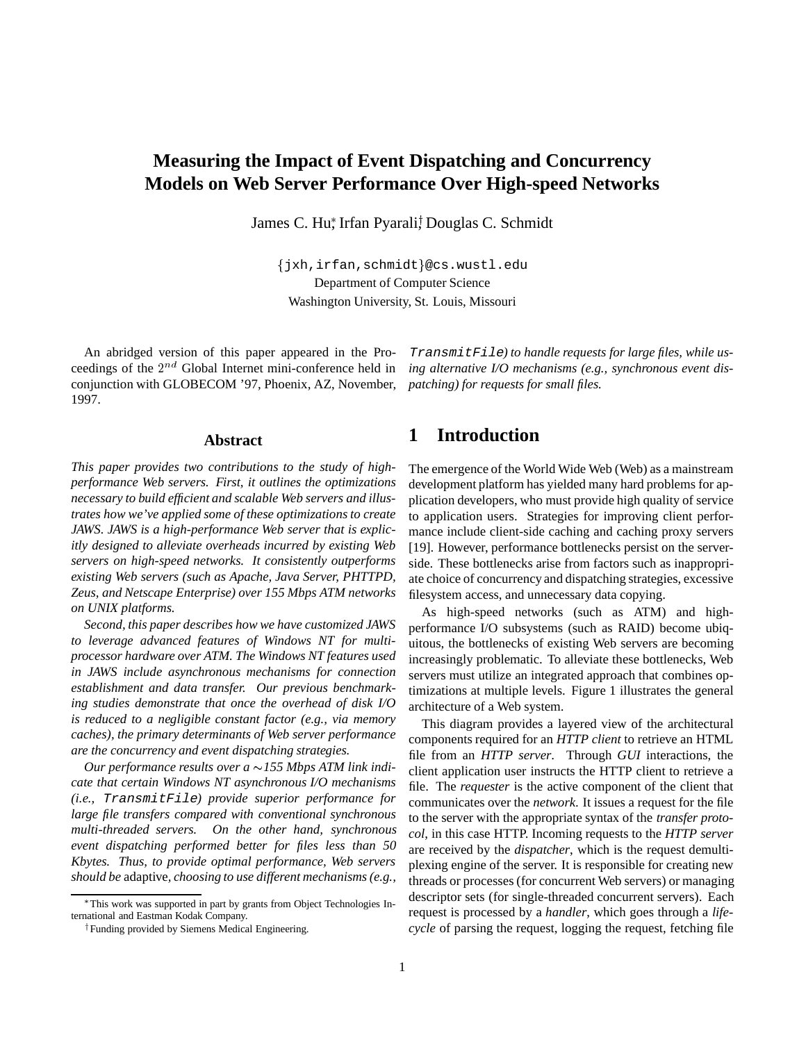# Measuring the Impact of Event Dispatching and Concurrency Models on Web Server Performance Over High-speed Networks

James C. Hu[*], Irfan Pyarali[†], Douglas C. Schmidt

{jxh,irfan,schmidt}@cs.wustl.edu
Department of Computer Science
Washington University, St. Louis, Missouri

An abridged version of this paper appeared in the Proceedings of the $2^{nd}$ Global Internet mini-conference held in conjunction with GLOBECOM '97, Phoenix, AZ, November, 1997.

## Abstract

*This paper provides two contributions to the study of high-performance Web servers. First, it outlines the optimizations necessary to build efficient and scalable Web servers and illustrates how we've applied some of these optimizations to create JAWS. JAWS is a high-performance Web server that is explicitly designed to alleviate overheads incurred by existing Web servers on high-speed networks. It consistently outperforms existing Web servers (such as Apache, Java Server, PHTTPD, Zeus, and Netscape Enterprise) over 155 Mbps ATM networks on UNIX platforms.*

*Second, this paper describes how we have customized JAWS to leverage advanced features of Windows NT for multi-processor hardware over ATM. The Windows NT features used in JAWS include asynchronous mechanisms for connection establishment and data transfer. Our previous benchmarking studies demonstrate that once the overhead of disk I/O is reduced to a negligible constant factor (e.g., via memory caches), the primary determinants of Web server performance are the concurrency and event dispatching strategies.*

*Our performance results over a ∼155 Mbps ATM link indicate that certain Windows NT asynchronous I/O mechanisms (i.e.,* `TransmitFile`*) provide superior performance for large file transfers compared with conventional synchronous multi-threaded servers. On the other hand, synchronous event dispatching performed better for files less than 50 Kbytes. Thus, to provide optimal performance, Web servers should be* adaptive*, choosing to use different mechanisms (e.g.,* `TransmitFile`*) to handle requests for large files, while using alternative I/O mechanisms (e.g., synchronous event dispatching) for requests for small files.*

## 1 Introduction

The emergence of the World Wide Web (Web) as a mainstream development platform has yielded many hard problems for application developers, who must provide high quality of service to application users. Strategies for improving client performance include client-side caching and caching proxy servers [19]. However, performance bottlenecks persist on the server-side. These bottlenecks arise from factors such as inappropriate choice of concurrency and dispatching strategies, excessive filesystem access, and unnecessary data copying.

As high-speed networks (such as ATM) and high-performance I/O subsystems (such as RAID) become ubiquitous, the bottlenecks of existing Web servers are becoming increasingly problematic. To alleviate these bottlenecks, Web servers must utilize an integrated approach that combines optimizations at multiple levels. Figure 1 illustrates the general architecture of a Web system.

This diagram provides a layered view of the architectural components required for an *HTTP client* to retrieve an HTML file from an *HTTP server*. Through *GUI* interactions, the client application user instructs the HTTP client to retrieve a file. The *requester* is the active component of the client that communicates over the *network*. It issues a request for the file to the server with the appropriate syntax of the *transfer protocol*, in this case HTTP. Incoming requests to the *HTTP server* are received by the *dispatcher*, which is the request demultiplexing engine of the server. It is responsible for creating new threads or processes (for concurrent Web servers) or managing descriptor sets (for single-threaded concurrent servers). Each request is processed by a *handler*, which goes through a *lifecycle* of parsing the request, logging the request, fetching file

[*] This work was supported in part by grants from Object Technologies International and Eastman Kodak Company.

[†] Funding provided by Siemens Medical Engineering.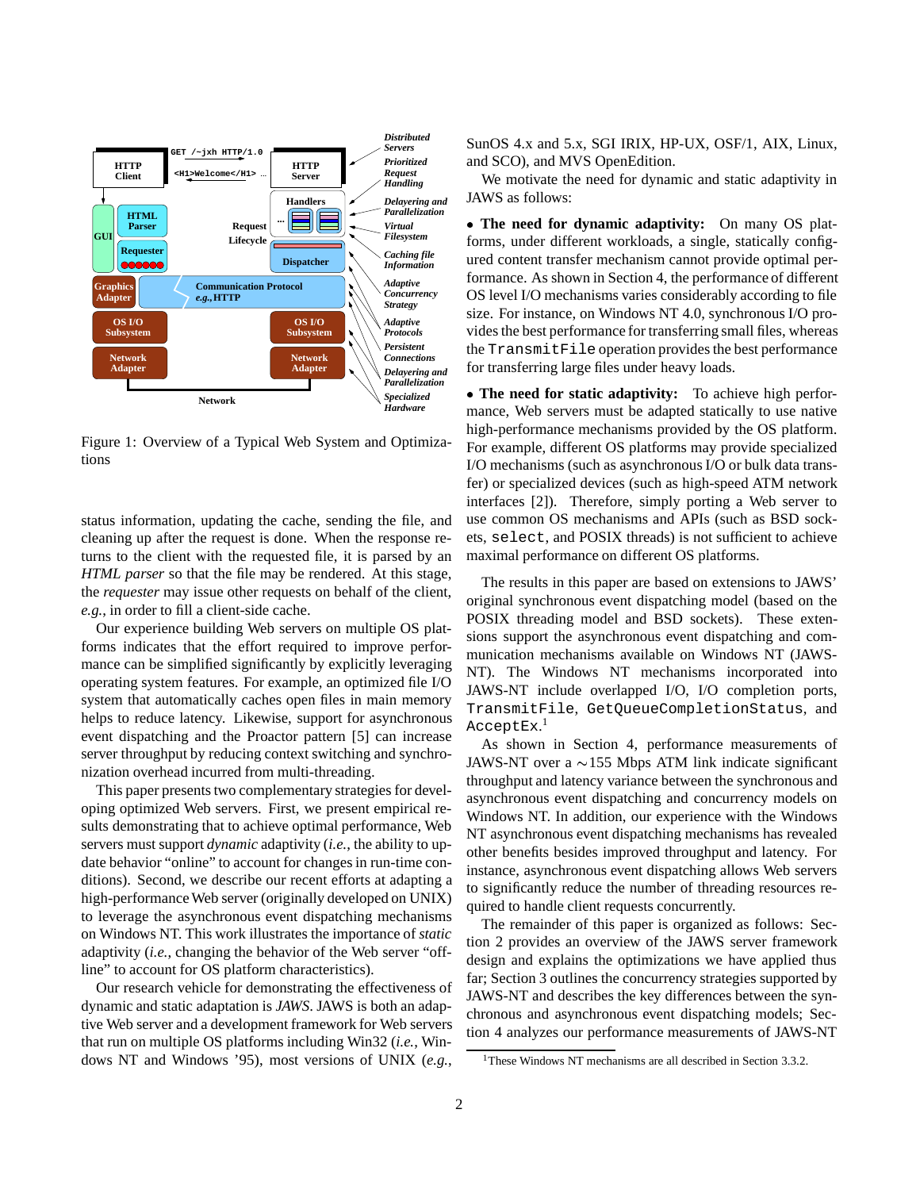Figure 1: Overview of a Typical Web System and Optimizations

status information, updating the cache, sending the file, and cleaning up after the request is done. When the response returns to the client with the requested file, it is parsed by an *HTML parser* so that the file may be rendered. At this stage, the *requester* may issue other requests on behalf of the client, *e.g.*, in order to fill a client-side cache.

Our experience building Web servers on multiple OS platforms indicates that the effort required to improve performance can be simplified significantly by explicitly leveraging operating system features. For example, an optimized file I/O system that automatically caches open files in main memory helps to reduce latency. Likewise, support for asynchronous event dispatching and the Proactor pattern [5] can increase server throughput by reducing context switching and synchronization overhead incurred from multi-threading.

This paper presents two complementary strategies for developing optimized Web servers. First, we present empirical results demonstrating that to achieve optimal performance, Web servers must support *dynamic* adaptivity (*i.e.*, the ability to update behavior "online" to account for changes in run-time conditions). Second, we describe our recent efforts at adapting a high-performance Web server (originally developed on UNIX) to leverage the asynchronous event dispatching mechanisms on Windows NT. This work illustrates the importance of *static* adaptivity (*i.e.*, changing the behavior of the Web server "offline" to account for OS platform characteristics).

Our research vehicle for demonstrating the effectiveness of dynamic and static adaptation is *JAWS*. JAWS is both an adaptive Web server and a development framework for Web servers that run on multiple OS platforms including Win32 (*i.e.*, Windows NT and Windows '95), most versions of UNIX (*e.g.*, SunOS 4.x and 5.x, SGI IRIX, HP-UX, OSF/1, AIX, Linux, and SCO), and MVS OpenEdition.

We motivate the need for dynamic and static adaptivity in JAWS as follows:

- **The need for dynamic adaptivity:** On many OS platforms, under different workloads, a single, statically configured content transfer mechanism cannot provide optimal performance. As shown in Section 4, the performance of different OS level I/O mechanisms varies considerably according to file size. For instance, on Windows NT 4.0, synchronous I/O provides the best performance for transferring small files, whereas the `TransmitFile` operation provides the best performance for transferring large files under heavy loads.

- **The need for static adaptivity:** To achieve high performance, Web servers must be adapted statically to use native high-performance mechanisms provided by the OS platform. For example, different OS platforms may provide specialized I/O mechanisms (such as asynchronous I/O or bulk data transfer) or specialized devices (such as high-speed ATM network interfaces [2]). Therefore, simply porting a Web server to use common OS mechanisms and APIs (such as BSD sockets, `select`, and POSIX threads) is not sufficient to achieve maximal performance on different OS platforms.

The results in this paper are based on extensions to JAWS' original synchronous event dispatching model (based on the POSIX threading model and BSD sockets). These extensions support the asynchronous event dispatching and communication mechanisms available on Windows NT (JAWS-NT). The Windows NT mechanisms incorporated into JAWS-NT include overlapped I/O, I/O completion ports, `TransmitFile`, `GetQueueCompletionStatus`, and `AcceptEx`.[1]

As shown in Section 4, performance measurements of JAWS-NT over a $\sim$155 Mbps ATM link indicate significant throughput and latency variance between the synchronous and asynchronous event dispatching and concurrency models on Windows NT. In addition, our experience with the Windows NT asynchronous event dispatching mechanisms has revealed other benefits besides improved throughput and latency. For instance, asynchronous event dispatching allows Web servers to significantly reduce the number of threading resources required to handle client requests concurrently.

The remainder of this paper is organized as follows: Section 2 provides an overview of the JAWS server framework design and explains the optimizations we have applied thus far; Section 3 outlines the concurrency strategies supported by JAWS-NT and describes the key differences between the synchronous and asynchronous event dispatching models; Section 4 analyzes our performance measurements of JAWS-NT

[1] These Windows NT mechanisms are all described in Section 3.3.2.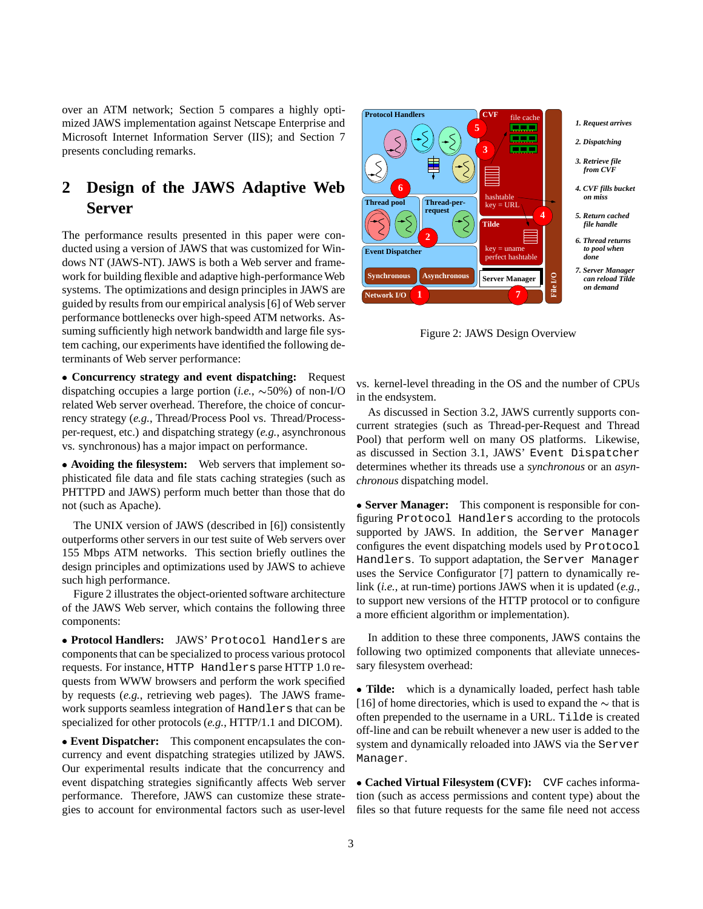over an ATM network; Section 5 compares a highly optimized JAWS implementation against Netscape Enterprise and Microsoft Internet Information Server (IIS); and Section 7 presents concluding remarks.

## 2 Design of the JAWS Adaptive Web Server

The performance results presented in this paper were conducted using a version of JAWS that was customized for Windows NT (JAWS-NT). JAWS is both a Web server and framework for building flexible and adaptive high-performance Web systems. The optimizations and design principles in JAWS are guided by results from our empirical analysis [6] of Web server performance bottlenecks over high-speed ATM networks. Assuming sufficiently high network bandwidth and large file system caching, our experiments have identified the following determinants of Web server performance:

- **Concurrency strategy and event dispatching:** Request dispatching occupies a large portion (*i.e.*, ∼50%) of non-I/O related Web server overhead. Therefore, the choice of concurrency strategy (*e.g.*, Thread/Process Pool vs. Thread/Process-per-request, etc.) and dispatching strategy (*e.g.*, asynchronous vs. synchronous) has a major impact on performance.

- **Avoiding the filesystem:** Web servers that implement sophisticated file data and file stats caching strategies (such as PHTTPD and JAWS) perform much better than those that do not (such as Apache).

The UNIX version of JAWS (described in [6]) consistently outperforms other servers in our test suite of Web servers over 155 Mbps ATM networks. This section briefly outlines the design principles and optimizations used by JAWS to achieve such high performance.

Figure 2 illustrates the object-oriented software architecture of the JAWS Web server, which contains the following three components:

- **Protocol Handlers:** JAWS' `Protocol Handlers` are components that can be specialized to process various protocol requests. For instance, `HTTP Handlers` parse HTTP 1.0 requests from WWW browsers and perform the work specified by requests (*e.g.*, retrieving web pages). The JAWS framework supports seamless integration of `Handlers` that can be specialized for other protocols (*e.g.*, HTTP/1.1 and DICOM).

- **Event Dispatcher:** This component encapsulates the concurrency and event dispatching strategies utilized by JAWS. Our experimental results indicate that the concurrency and event dispatching strategies significantly affects Web server performance. Therefore, JAWS can customize these strategies to account for environmental factors such as user-level vs. kernel-level threading in the OS and the number of CPUs in the endsystem.

As discussed in Section 3.2, JAWS currently supports concurrent strategies (such as Thread-per-Request and Thread Pool) that perform well on many OS platforms. Likewise, as discussed in Section 3.1, JAWS' `Event Dispatcher` determines whether its threads use a *synchronous* or an *asynchronous* dispatching model.

Figure 2: JAWS Design Overview

- **Server Manager:** This component is responsible for configuring `Protocol Handlers` according to the protocols supported by JAWS. In addition, the `Server Manager` configures the event dispatching models used by `Protocol Handlers`. To support adaptation, the `Server Manager` uses the Service Configurator [7] pattern to dynamically relink (*i.e.*, at run-time) portions JAWS when it is updated (*e.g.*, to support new versions of the HTTP protocol or to configure a more efficient algorithm or implementation).

In addition to these three components, JAWS contains the following two optimized components that alleviate unnecessary filesystem overhead:

- **Tilde:** which is a dynamically loaded, perfect hash table [16] of home directories, which is used to expand the ∼ that is often prepended to the username in a URL. `Tilde` is created off-line and can be rebuilt whenever a new user is added to the system and dynamically reloaded into JAWS via the `Server Manager`.

- **Cached Virtual Filesystem (CVF):** `CVF` caches information (such as access permissions and content type) about the files so that future requests for the same file need not access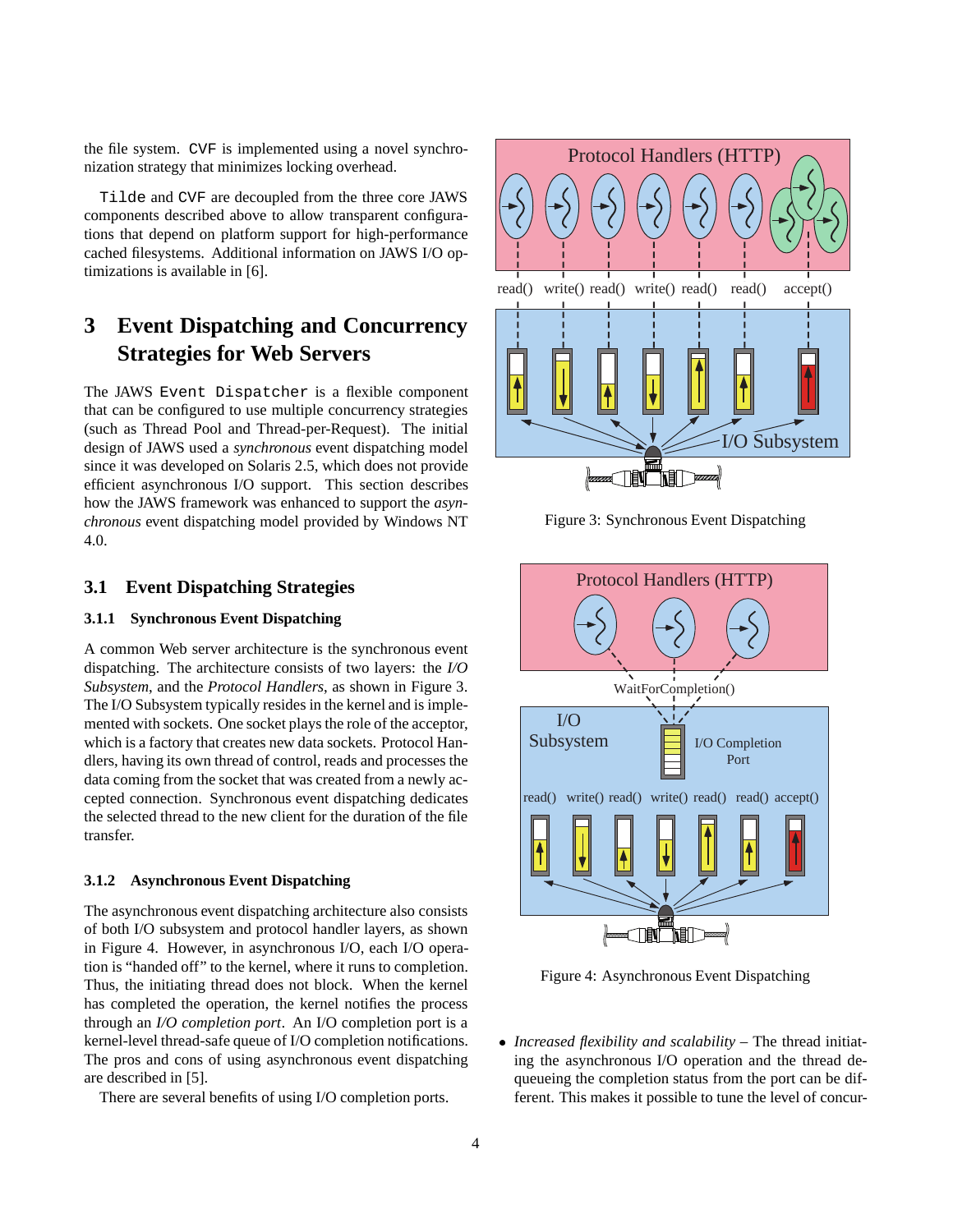the file system. CVF is implemented using a novel synchronization strategy that minimizes locking overhead.

Tilde and CVF are decoupled from the three core JAWS components described above to allow transparent configurations that depend on platform support for high-performance cached filesystems. Additional information on JAWS I/O optimizations is available in [6].

# 3 Event Dispatching and Concurrency Strategies for Web Servers

The JAWS Event Dispatcher is a flexible component that can be configured to use multiple concurrency strategies (such as Thread Pool and Thread-per-Request). The initial design of JAWS used a *synchronous* event dispatching model since it was developed on Solaris 2.5, which does not provide efficient asynchronous I/O support. This section describes how the JAWS framework was enhanced to support the *asynchronous* event dispatching model provided by Windows NT 4.0.

## 3.1 Event Dispatching Strategies

### 3.1.1 Synchronous Event Dispatching

A common Web server architecture is the synchronous event dispatching. The architecture consists of two layers: the *I/O Subsystem*, and the *Protocol Handlers*, as shown in Figure 3. The I/O Subsystem typically resides in the kernel and is implemented with sockets. One socket plays the role of the acceptor, which is a factory that creates new data sockets. Protocol Handlers, having its own thread of control, reads and processes the data coming from the socket that was created from a newly accepted connection. Synchronous event dispatching dedicates the selected thread to the new client for the duration of the file transfer.

Figure 3: Synchronous Event Dispatching

### 3.1.2 Asynchronous Event Dispatching

The asynchronous event dispatching architecture also consists of both I/O subsystem and protocol handler layers, as shown in Figure 4. However, in asynchronous I/O, each I/O operation is "handed off" to the kernel, where it runs to completion. Thus, the initiating thread does not block. When the kernel has completed the operation, the kernel notifies the process through an *I/O completion port*. An I/O completion port is a kernel-level thread-safe queue of I/O completion notifications. The pros and cons of using asynchronous event dispatching are described in [5].

There are several benefits of using I/O completion ports.

Figure 4: Asynchronous Event Dispatching

- *Increased flexibility and scalability* – The thread initiating the asynchronous I/O operation and the thread dequeueing the completion status from the port can be different. This makes it possible to tune the level of concur-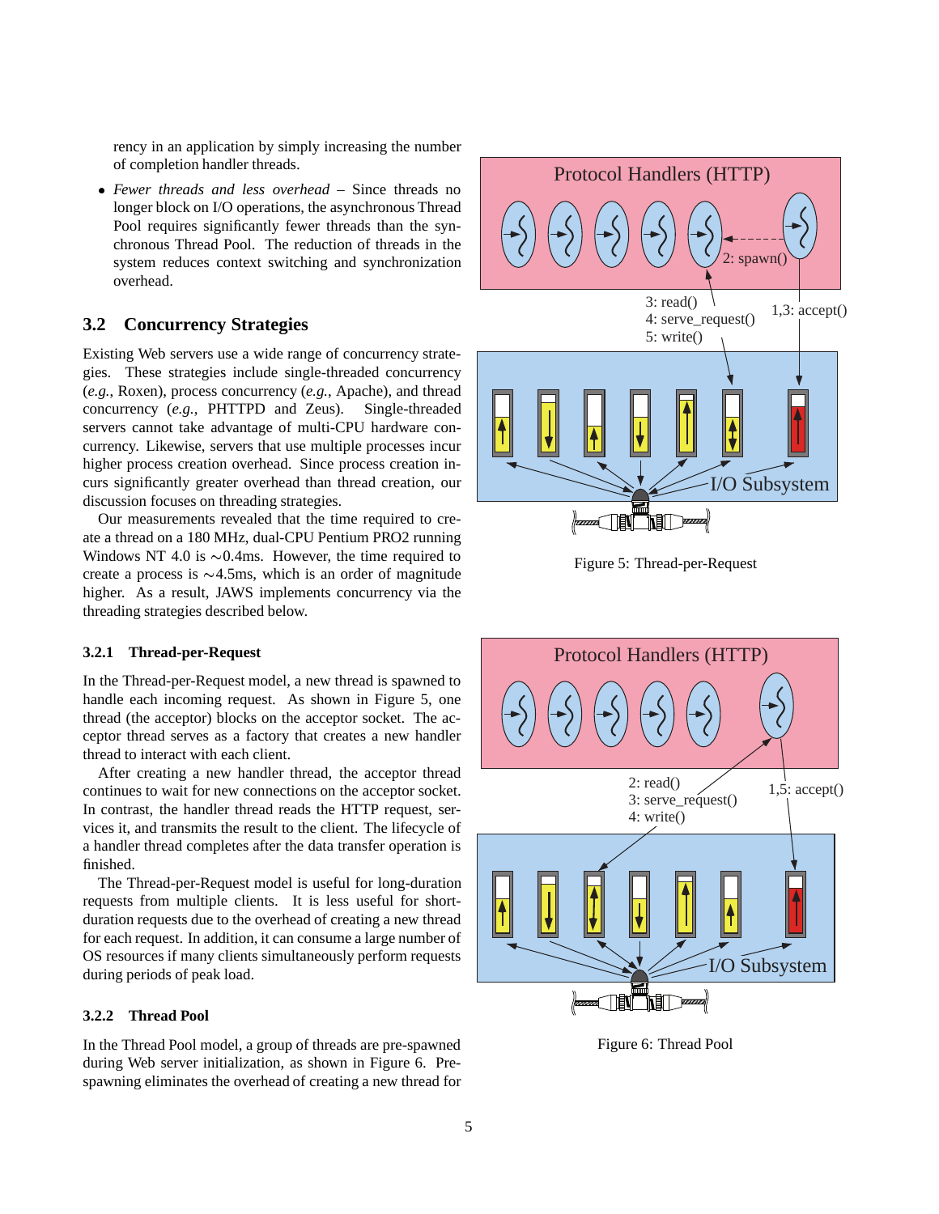rency in an application by simply increasing the number of completion handler threads.

- *Fewer threads and less overhead* – Since threads no longer block on I/O operations, the asynchronous Thread Pool requires significantly fewer threads than the synchronous Thread Pool. The reduction of threads in the system reduces context switching and synchronization overhead.

## 3.2 Concurrency Strategies

Existing Web servers use a wide range of concurrency strategies. These strategies include single-threaded concurrency (*e.g.*, Roxen), process concurrency (*e.g.*, Apache), and thread concurrency (*e.g.*, PHTTPD and Zeus). Single-threaded servers cannot take advantage of multi-CPU hardware concurrency. Likewise, servers that use multiple processes incur higher process creation overhead. Since process creation incurs significantly greater overhead than thread creation, our discussion focuses on threading strategies.

Our measurements revealed that the time required to create a thread on a 180 MHz, dual-CPU Pentium PRO2 running Windows NT 4.0 is $\sim$0.4ms. However, the time required to create a process is $\sim$4.5ms, which is an order of magnitude higher. As a result, JAWS implements concurrency via the threading strategies described below.

### 3.2.1 Thread-per-Request

In the Thread-per-Request model, a new thread is spawned to handle each incoming request. As shown in Figure 5, one thread (the acceptor) blocks on the acceptor socket. The acceptor thread serves as a factory that creates a new handler thread to interact with each client.

After creating a new handler thread, the acceptor thread continues to wait for new connections on the acceptor socket. In contrast, the handler thread reads the HTTP request, services it, and transmits the result to the client. The lifecycle of a handler thread completes after the data transfer operation is finished.

The Thread-per-Request model is useful for long-duration requests from multiple clients. It is less useful for short-duration requests due to the overhead of creating a new thread for each request. In addition, it can consume a large number of OS resources if many clients simultaneously perform requests during periods of peak load.

Figure 5: Thread-per-Request

### 3.2.2 Thread Pool

In the Thread Pool model, a group of threads are pre-spawned during Web server initialization, as shown in Figure 6. Pre-spawning eliminates the overhead of creating a new thread for

Figure 6: Thread Pool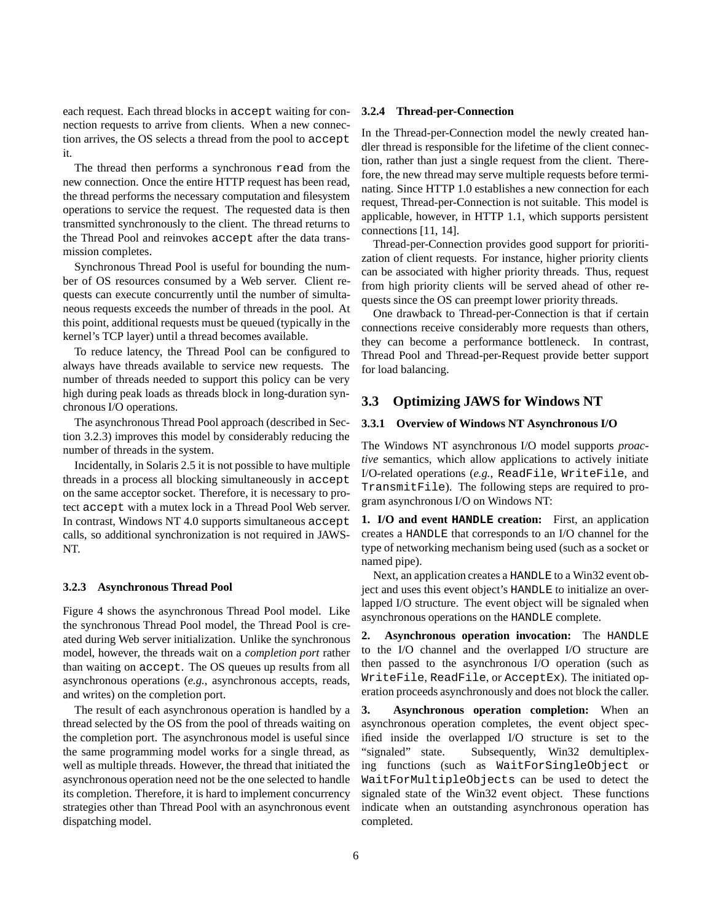each request. Each thread blocks in `accept` waiting for connection requests to arrive from clients. When a new connection arrives, the OS selects a thread from the pool to `accept` it.

The thread then performs a synchronous `read` from the new connection. Once the entire HTTP request has been read, the thread performs the necessary computation and filesystem operations to service the request. The requested data is then transmitted synchronously to the client. The thread returns to the Thread Pool and reinvokes `accept` after the data transmission completes.

Synchronous Thread Pool is useful for bounding the number of OS resources consumed by a Web server. Client requests can execute concurrently until the number of simultaneous requests exceeds the number of threads in the pool. At this point, additional requests must be queued (typically in the kernel's TCP layer) until a thread becomes available.

To reduce latency, the Thread Pool can be configured to always have threads available to service new requests. The number of threads needed to support this policy can be very high during peak loads as threads block in long-duration synchronous I/O operations.

The asynchronous Thread Pool approach (described in Section 3.2.3) improves this model by considerably reducing the number of threads in the system.

Incidentally, in Solaris 2.5 it is not possible to have multiple threads in a process all blocking simultaneously in `accept` on the same acceptor socket. Therefore, it is necessary to protect `accept` with a mutex lock in a Thread Pool Web server. In contrast, Windows NT 4.0 supports simultaneous `accept` calls, so additional synchronization is not required in JAWS-NT.

#### 3.2.3 Asynchronous Thread Pool

Figure 4 shows the asynchronous Thread Pool model. Like the synchronous Thread Pool model, the Thread Pool is created during Web server initialization. Unlike the synchronous model, however, the threads wait on a *completion port* rather than waiting on `accept`. The OS queues up results from all asynchronous operations (*e.g.,* asynchronous accepts, reads, and writes) on the completion port.

The result of each asynchronous operation is handled by a thread selected by the OS from the pool of threads waiting on the completion port. The asynchronous model is useful since the same programming model works for a single thread, as well as multiple threads. However, the thread that initiated the asynchronous operation need not be the one selected to handle its completion. Therefore, it is hard to implement concurrency strategies other than Thread Pool with an asynchronous event dispatching model.

#### 3.2.4 Thread-per-Connection

In the Thread-per-Connection model the newly created handler thread is responsible for the lifetime of the client connection, rather than just a single request from the client. Therefore, the new thread may serve multiple requests before terminating. Since HTTP 1.0 establishes a new connection for each request, Thread-per-Connection is not suitable. This model is applicable, however, in HTTP 1.1, which supports persistent connections [11, 14].

Thread-per-Connection provides good support for prioritization of client requests. For instance, higher priority clients can be associated with higher priority threads. Thus, request from high priority clients will be served ahead of other requests since the OS can preempt lower priority threads.

One drawback to Thread-per-Connection is that if certain connections receive considerably more requests than others, they can become a performance bottleneck. In contrast, Thread Pool and Thread-per-Request provide better support for load balancing.

### 3.3 Optimizing JAWS for Windows NT

#### 3.3.1 Overview of Windows NT Asynchronous I/O

The Windows NT asynchronous I/O model supports *proactive* semantics, which allow applications to actively initiate I/O-related operations (*e.g.,* `ReadFile`, `WriteFile`, and `TransmitFile`). The following steps are required to program asynchronous I/O on Windows NT:

**1. I/O and event `HANDLE` creation:** First, an application creates a `HANDLE` that corresponds to an I/O channel for the type of networking mechanism being used (such as a socket or named pipe).

Next, an application creates a `HANDLE` to a Win32 event object and uses this event object's `HANDLE` to initialize an overlapped I/O structure. The event object will be signaled when asynchronous operations on the `HANDLE` complete.

**2. Asynchronous operation invocation:** The `HANDLE` to the I/O channel and the overlapped I/O structure are then passed to the asynchronous I/O operation (such as `WriteFile`, `ReadFile`, or `AcceptEx`). The initiated operation proceeds asynchronously and does not block the caller.

**3. Asynchronous operation completion:** When an asynchronous operation completes, the event object specified inside the overlapped I/O structure is set to the "signaled" state. Subsequently, Win32 demultiplexing functions (such as `WaitForSingleObject` or `WaitForMultipleObjects` can be used to detect the signaled state of the Win32 event object. These functions indicate when an outstanding asynchronous operation has completed.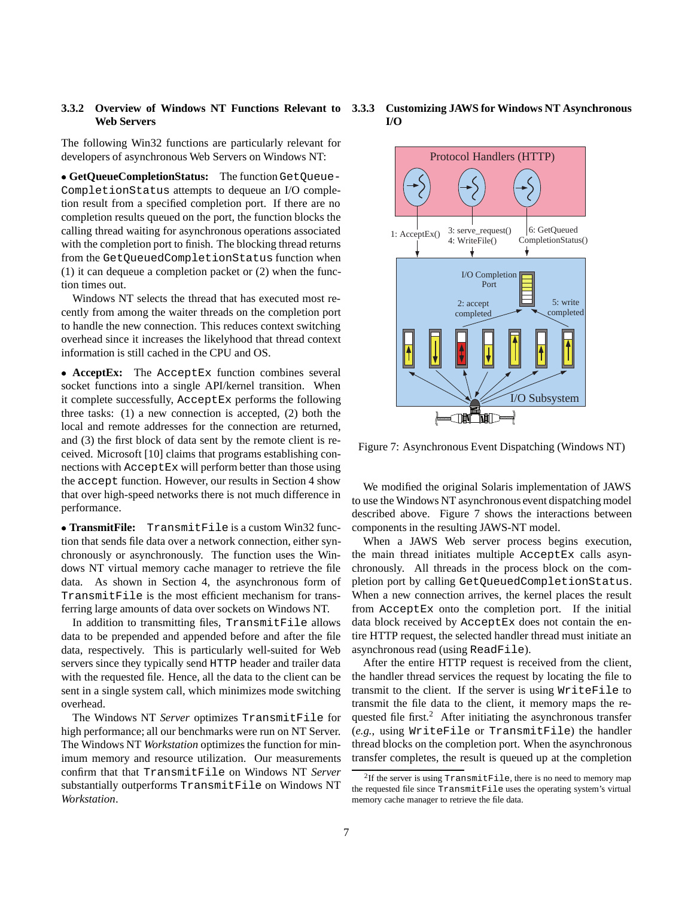#### 3.3.2 Overview of Windows NT Functions Relevant to Web Servers

The following Win32 functions are particularly relevant for developers of asynchronous Web Servers on Windows NT:

• **GetQueueCompletionStatus:** The function `GetQueueCompletionStatus` attempts to dequeue an I/O completion result from a specified completion port. If there are no completion results queued on the port, the function blocks the calling thread waiting for asynchronous operations associated with the completion port to finish. The blocking thread returns from the `GetQueuedCompletionStatus` function when (1) it can dequeue a completion packet or (2) when the function times out.

Windows NT selects the thread that has executed most recently from among the waiter threads on the completion port to handle the new connection. This reduces context switching overhead since it increases the likelihood that thread context information is still cached in the CPU and OS.

• **AcceptEx:** The `AcceptEx` function combines several socket functions into a single API/kernel transition. When it complete successfully, `AcceptEx` performs the following three tasks: (1) a new connection is accepted, (2) both the local and remote addresses for the connection are returned, and (3) the first block of data sent by the remote client is received. Microsoft [10] claims that programs establishing connections with `AcceptEx` will perform better than those using the `accept` function. However, our results in Section 4 show that over high-speed networks there is not much difference in performance.

• **TransmitFile:** `TransmitFile` is a custom Win32 function that sends file data over a network connection, either synchronously or asynchronously. The function uses the Windows NT virtual memory cache manager to retrieve the file data. As shown in Section 4, the asynchronous form of `TransmitFile` is the most efficient mechanism for transferring large amounts of data over sockets on Windows NT.

In addition to transmitting files, `TransmitFile` allows data to be prepended and appended before and after the file data, respectively. This is particularly well-suited for Web servers since they typically send `HTTP` header and trailer data with the requested file. Hence, all the data to the client can be sent in a single system call, which minimizes mode switching overhead.

The Windows NT *Server* optimizes `TransmitFile` for high performance; all our benchmarks were run on NT Server. The Windows NT *Workstation* optimizes the function for minimum memory and resource utilization. Our measurements confirm that that `TransmitFile` on Windows NT *Server* substantially outperforms `TransmitFile` on Windows NT *Workstation*.

#### 3.3.3 Customizing JAWS for Windows NT Asynchronous I/O

Figure 7: Asynchronous Event Dispatching (Windows NT)

We modified the original Solaris implementation of JAWS to use the Windows NT asynchronous event dispatching model described above. Figure 7 shows the interactions between components in the resulting JAWS-NT model.

When a JAWS Web server process begins execution, the main thread initiates multiple `AcceptEx` calls asynchronously. All threads in the process block on the completion port by calling `GetQueuedCompletionStatus`. When a new connection arrives, the kernel places the result from `AcceptEx` onto the completion port. If the initial data block received by `AcceptEx` does not contain the entire HTTP request, the selected handler thread must initiate an asynchronous read (using `ReadFile`).

After the entire HTTP request is received from the client, the handler thread services the request by locating the file to transmit to the client. If the server is using `WriteFile` to transmit the file data to the client, it memory maps the requested file first.[2] After initiating the asynchronous transfer (*e.g.*, using `WriteFile` or `TransmitFile`) the handler thread blocks on the completion port. When the asynchronous transfer completes, the result is queued up at the completion

[2] If the server is using `TransmitFile`, there is no need to memory map the requested file since `TransmitFile` uses the operating system's virtual memory cache manager to retrieve the file data.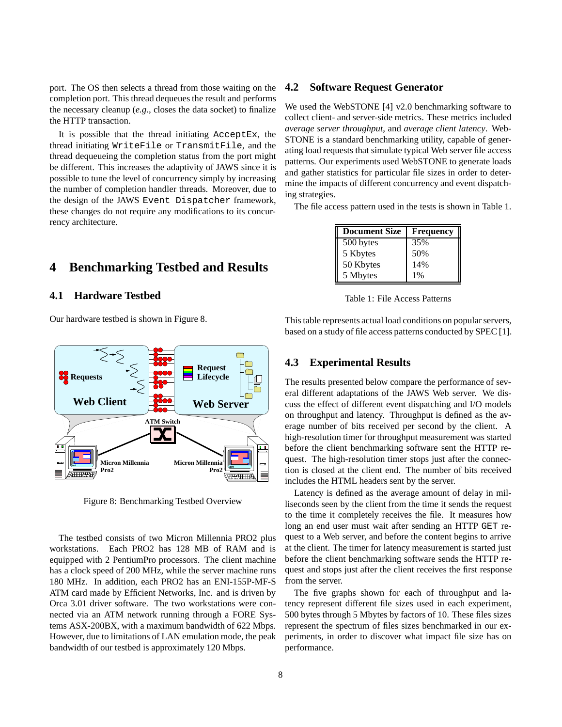port. The OS then selects a thread from those waiting on the completion port. This thread dequeues the result and performs the necessary cleanup (*e.g.*, closes the data socket) to finalize the HTTP transaction.

It is possible that the thread initiating `AcceptEx`, the thread initiating `WriteFile` or `TransmitFile`, and the thread dequeueing the completion status from the port might be different. This increases the adaptivity of JAWS since it is possible to tune the level of concurrency simply by increasing the number of completion handler threads. Moreover, due to the design of the JAWS `Event Dispatcher` framework, these changes do not require any modifications to its concurrency architecture.

# 4 Benchmarking Testbed and Results

## 4.1 Hardware Testbed

Our hardware testbed is shown in Figure 8.

Figure 8: Benchmarking Testbed Overview

The testbed consists of two Micron Millennia PRO2 plus workstations. Each PRO2 has 128 MB of RAM and is equipped with 2 PentiumPro processors. The client machine has a clock speed of 200 MHz, while the server machine runs 180 MHz. In addition, each PRO2 has an ENI-155P-MF-S ATM card made by Efficient Networks, Inc. and is driven by Orca 3.01 driver software. The two workstations were connected via an ATM network running through a FORE Systems ASX-200BX, with a maximum bandwidth of 622 Mbps. However, due to limitations of LAN emulation mode, the peak bandwidth of our testbed is approximately 120 Mbps.

## 4.2 Software Request Generator

We used the WebSTONE [4] v2.0 benchmarking software to collect client- and server-side metrics. These metrics included *average server throughput*, and *average client latency*. WebSTONE is a standard benchmarking utility, capable of generating load requests that simulate typical Web server file access patterns. Our experiments used WebSTONE to generate loads and gather statistics for particular file sizes in order to determine the impacts of different concurrency and event dispatching strategies.

The file access pattern used in the tests is shown in Table 1.

| Document Size | Frequency |
|---|---|
| 500 bytes | 35% |
| 5 Kbytes | 50% |
| 50 Kbytes | 14% |
| 5 Mbytes | 1% |

Table 1: File Access Patterns

This table represents actual load conditions on popular servers, based on a study of file access patterns conducted by SPEC [1].

## 4.3 Experimental Results

The results presented below compare the performance of several different adaptations of the JAWS Web server. We discuss the effect of different event dispatching and I/O models on throughput and latency. Throughput is defined as the average number of bits received per second by the client. A high-resolution timer for throughput measurement was started before the client benchmarking software sent the HTTP request. The high-resolution timer stops just after the connection is closed at the client end. The number of bits received includes the HTML headers sent by the server.

Latency is defined as the average amount of delay in milliseconds seen by the client from the time it sends the request to the time it completely receives the file. It measures how long an end user must wait after sending an HTTP `GET` request to a Web server, and before the content begins to arrive at the client. The timer for latency measurement is started just before the client benchmarking software sends the HTTP request and stops just after the client receives the first response from the server.

The five graphs shown for each of throughput and latency represent different file sizes used in each experiment, 500 bytes through 5 Mbytes by factors of 10. These files sizes represent the spectrum of files sizes benchmarked in our experiments, in order to discover what impact file size has on performance.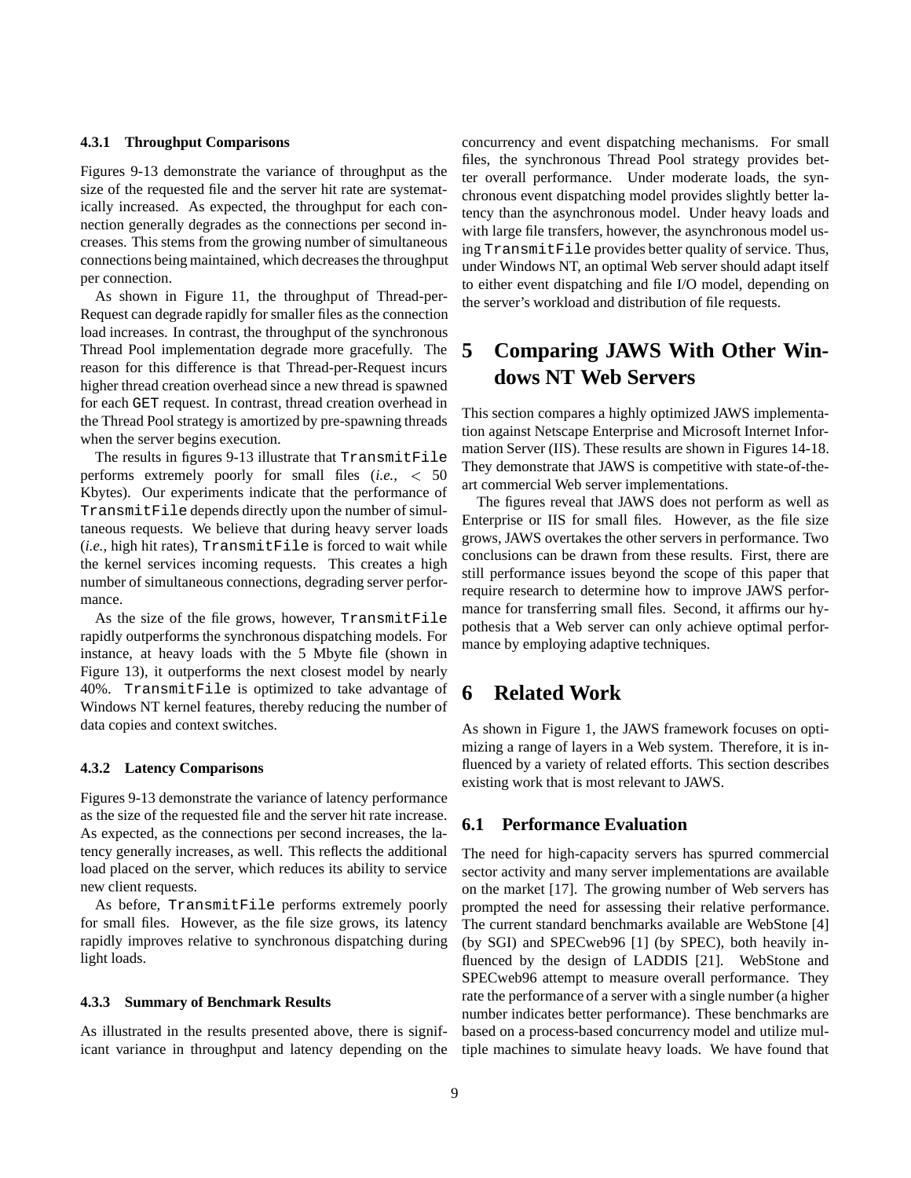#### 4.3.1 Throughput Comparisons

Figures 9-13 demonstrate the variance of throughput as the size of the requested file and the server hit rate are systematically increased. As expected, the throughput for each connection generally degrades as the connections per second increases. This stems from the growing number of simultaneous connections being maintained, which decreases the throughput per connection.

As shown in Figure 11, the throughput of Thread-per-Request can degrade rapidly for smaller files as the connection load increases. In contrast, the throughput of the synchronous Thread Pool implementation degrade more gracefully. The reason for this difference is that Thread-per-Request incurs higher thread creation overhead since a new thread is spawned for each `GET` request. In contrast, thread creation overhead in the Thread Pool strategy is amortized by pre-spawning threads when the server begins execution.

The results in figures 9-13 illustrate that `TransmitFile` performs extremely poorly for small files (*i.e.,* $< 50$ Kbytes). Our experiments indicate that the performance of `TransmitFile` depends directly upon the number of simultaneous requests. We believe that during heavy server loads (*i.e.*, high hit rates), `TransmitFile` is forced to wait while the kernel services incoming requests. This creates a high number of simultaneous connections, degrading server performance.

As the size of the file grows, however, `TransmitFile` rapidly outperforms the synchronous dispatching models. For instance, at heavy loads with the 5 Mbyte file (shown in Figure 13), it outperforms the next closest model by nearly 40%. `TransmitFile` is optimized to take advantage of Windows NT kernel features, thereby reducing the number of data copies and context switches.

#### 4.3.2 Latency Comparisons

Figures 9-13 demonstrate the variance of latency performance as the size of the requested file and the server hit rate increase. As expected, as the connections per second increases, the latency generally increases, as well. This reflects the additional load placed on the server, which reduces its ability to service new client requests.

As before, `TransmitFile` performs extremely poorly for small files. However, as the file size grows, its latency rapidly improves relative to synchronous dispatching during light loads.

#### 4.3.3 Summary of Benchmark Results

As illustrated in the results presented above, there is significant variance in throughput and latency depending on the concurrency and event dispatching mechanisms. For small files, the synchronous Thread Pool strategy provides better overall performance. Under moderate loads, the synchronous event dispatching model provides slightly better latency than the asynchronous model. Under heavy loads and with large file transfers, however, the asynchronous model using `TransmitFile` provides better quality of service. Thus, under Windows NT, an optimal Web server should adapt itself to either event dispatching and file I/O model, depending on the server's workload and distribution of file requests.

# 5 Comparing JAWS With Other Windows NT Web Servers

This section compares a highly optimized JAWS implementation against Netscape Enterprise and Microsoft Internet Information Server (IIS). These results are shown in Figures 14-18. They demonstrate that JAWS is competitive with state-of-the-art commercial Web server implementations.

The figures reveal that JAWS does not perform as well as Enterprise or IIS for small files. However, as the file size grows, JAWS overtakes the other servers in performance. Two conclusions can be drawn from these results. First, there are still performance issues beyond the scope of this paper that require research to determine how to improve JAWS performance for transferring small files. Second, it affirms our hypothesis that a Web server can only achieve optimal performance by employing adaptive techniques.

# 6 Related Work

As shown in Figure 1, the JAWS framework focuses on optimizing a range of layers in a Web system. Therefore, it is influenced by a variety of related efforts. This section describes existing work that is most relevant to JAWS.

## 6.1 Performance Evaluation

The need for high-capacity servers has spurred commercial sector activity and many server implementations are available on the market [17]. The growing number of Web servers has prompted the need for assessing their relative performance. The current standard benchmarks available are WebStone [4] (by SGI) and SPECweb96 [1] (by SPEC), both heavily influenced by the design of LADDIS [21]. WebStone and SPECweb96 attempt to measure overall performance. They rate the performance of a server with a single number (a higher number indicates better performance). These benchmarks are based on a process-based concurrency model and utilize multiple machines to simulate heavy loads. We have found that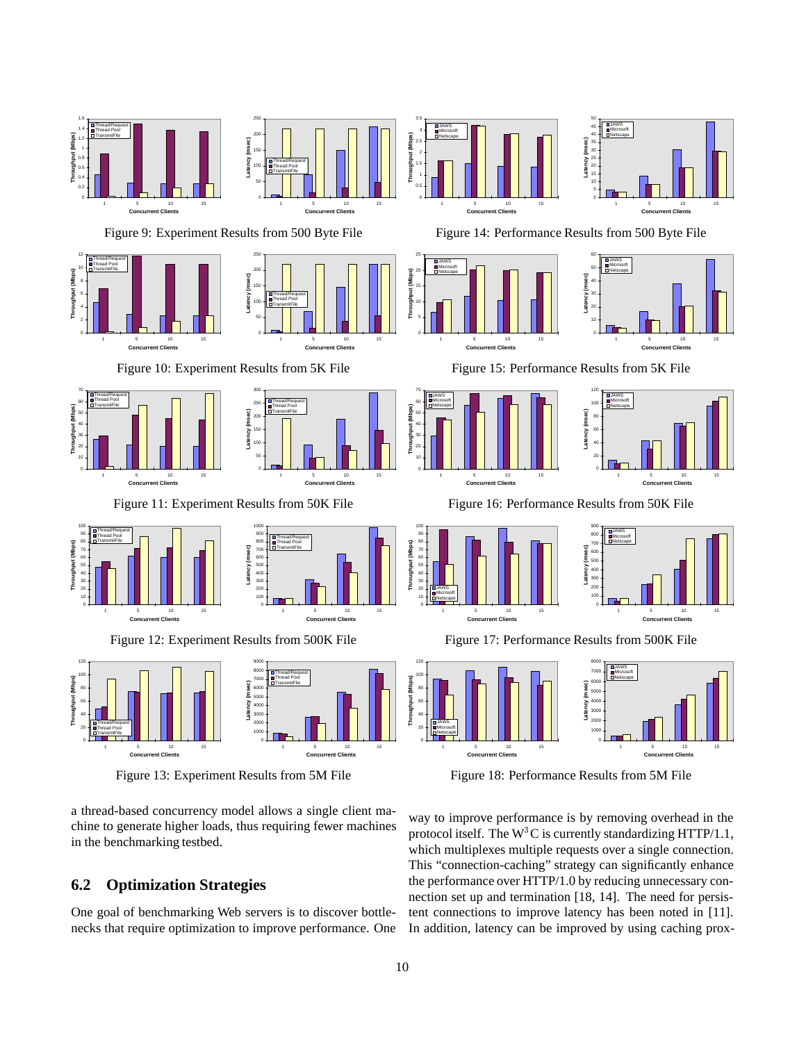Figure 9: Experiment Results from 500 Byte File

Figure 14: Performance Results from 500 Byte File

Figure 10: Experiment Results from 5K File

Figure 15: Performance Results from 5K File

Figure 11: Experiment Results from 50K File

Figure 16: Performance Results from 50K File

Figure 12: Experiment Results from 500K File

Figure 17: Performance Results from 500K File

Figure 13: Experiment Results from 5M File

Figure 18: Performance Results from 5M File

a thread-based concurrency model allows a single client machine to generate higher loads, thus requiring fewer machines in the benchmarking testbed.

## 6.2 Optimization Strategies

One goal of benchmarking Web servers is to discover bottlenecks that require optimization to improve performance. One way to improve performance is by removing overhead in the protocol itself. The $W^3C$ is currently standardizing HTTP/1.1, which multiplexes multiple requests over a single connection. This "connection-caching" strategy can significantly enhance the performance over HTTP/1.0 by reducing unnecessary connection set up and termination [18, 14]. The need for persistent connections to improve latency has been noted in [11]. In addition, latency can be improved by using caching prox-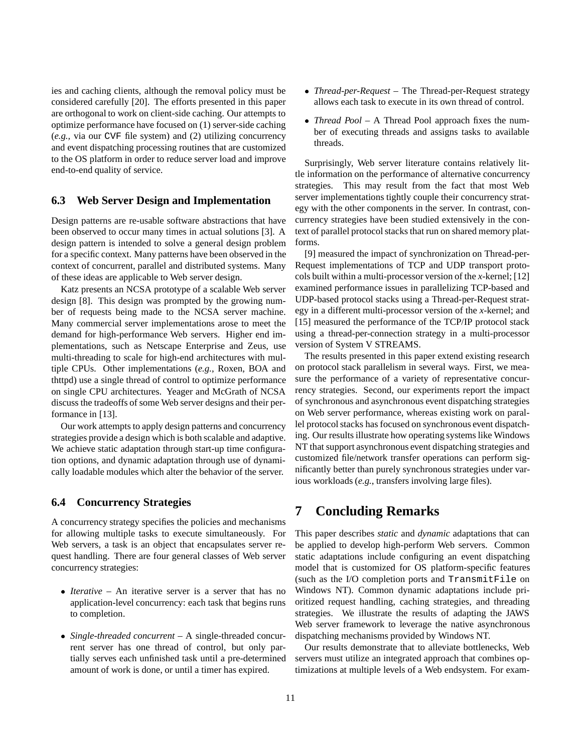ies and caching clients, although the removal policy must be considered carefully [20]. The efforts presented in this paper are orthogonal to work on client-side caching. Our attempts to optimize performance have focused on (1) server-side caching (*e.g.*, via our `CVF` file system) and (2) utilizing concurrency and event dispatching processing routines that are customized to the OS platform in order to reduce server load and improve end-to-end quality of service.

### 6.3 Web Server Design and Implementation

Design patterns are re-usable software abstractions that have been observed to occur many times in actual solutions [3]. A design pattern is intended to solve a general design problem for a specific context. Many patterns have been observed in the context of concurrent, parallel and distributed systems. Many of these ideas are applicable to Web server design.

Katz presents an NCSA prototype of a scalable Web server design [8]. This design was prompted by the growing number of requests being made to the NCSA server machine. Many commercial server implementations arose to meet the demand for high-performance Web servers. Higher end implementations, such as Netscape Enterprise and Zeus, use multi-threading to scale for high-end architectures with multiple CPUs. Other implementations (*e.g.*, Roxen, BOA and thttpd) use a single thread of control to optimize performance on single CPU architectures. Yeager and McGrath of NCSA discuss the tradeoffs of some Web server designs and their performance in [13].

Our work attempts to apply design patterns and concurrency strategies provide a design which is both scalable and adaptive. We achieve static adaptation through start-up time configuration options, and dynamic adaptation through use of dynamically loadable modules which alter the behavior of the server.

### 6.4 Concurrency Strategies

A concurrency strategy specifies the policies and mechanisms for allowing multiple tasks to execute simultaneously. For Web servers, a task is an object that encapsulates server request handling. There are four general classes of Web server concurrency strategies:

- *Iterative* – An iterative server is a server that has no application-level concurrency: each task that begins runs to completion.
- *Single-threaded concurrent* – A single-threaded concurrent server has one thread of control, but only partially serves each unfinished task until a pre-determined amount of work is done, or until a timer has expired.
- *Thread-per-Request* – The Thread-per-Request strategy allows each task to execute in its own thread of control.
- *Thread Pool* – A Thread Pool approach fixes the number of executing threads and assigns tasks to available threads.

Surprisingly, Web server literature contains relatively little information on the performance of alternative concurrency strategies. This may result from the fact that most Web server implementations tightly couple their concurrency strategy with the other components in the server. In contrast, concurrency strategies have been studied extensively in the context of parallel protocol stacks that run on shared memory platforms.

[9] measured the impact of synchronization on Thread-per-Request implementations of TCP and UDP transport protocols built within a multi-processor version of the *x*-kernel; [12] examined performance issues in parallelizing TCP-based and UDP-based protocol stacks using a Thread-per-Request strategy in a different multi-processor version of the *x*-kernel; and [15] measured the performance of the TCP/IP protocol stack using a thread-per-connection strategy in a multi-processor version of System V STREAMS.

The results presented in this paper extend existing research on protocol stack parallelism in several ways. First, we measure the performance of a variety of representative concurrency strategies. Second, our experiments report the impact of synchronous and asynchronous event dispatching strategies on Web server performance, whereas existing work on parallel protocol stacks has focused on synchronous event dispatching. Our results illustrate how operating systems like Windows NT that support asynchronous event dispatching strategies and customized file/network transfer operations can perform significantly better than purely synchronous strategies under various workloads (*e.g.*, transfers involving large files).

## 7 Concluding Remarks

This paper describes *static* and *dynamic* adaptations that can be applied to develop high-perform Web servers. Common static adaptations include configuring an event dispatching model that is customized for OS platform-specific features (such as the I/O completion ports and `TransmitFile` on Windows NT). Common dynamic adaptations include prioritized request handling, caching strategies, and threading strategies. We illustrate the results of adapting the JAWS Web server framework to leverage the native asynchronous dispatching mechanisms provided by Windows NT.

Our results demonstrate that to alleviate bottlenecks, Web servers must utilize an integrated approach that combines optimizations at multiple levels of a Web endsystem. For exam-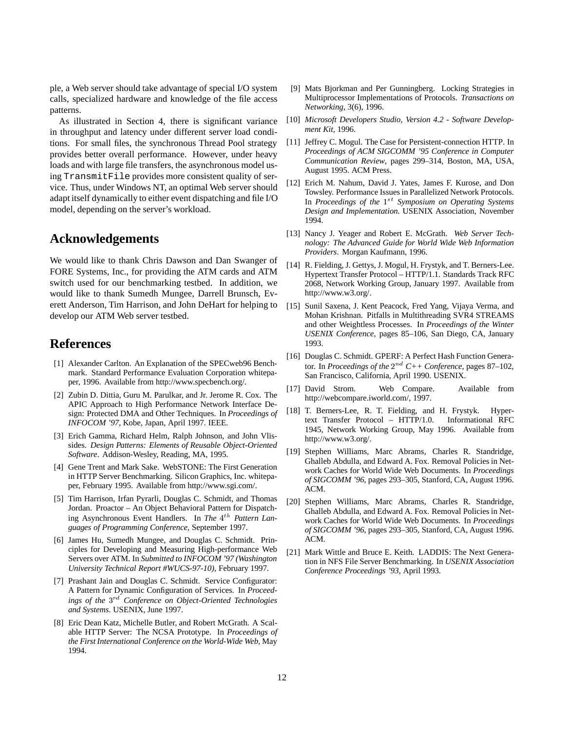ple, a Web server should take advantage of special I/O system calls, specialized hardware and knowledge of the file access patterns.

As illustrated in Section 4, there is significant variance in throughput and latency under different server load conditions. For small files, the synchronous Thread Pool strategy provides better overall performance. However, under heavy loads and with large file transfers, the asynchronous model using `TransmitFile` provides more consistent quality of service. Thus, under Windows NT, an optimal Web server should adapt itself dynamically to either event dispatching and file I/O model, depending on the server's workload.

## Acknowledgements

We would like to thank Chris Dawson and Dan Swanger of FORE Systems, Inc., for providing the ATM cards and ATM switch used for our benchmarking testbed. In addition, we would like to thank Sumedh Mungee, Darrell Brunsch, Everett Anderson, Tim Harrison, and John DeHart for helping to develop our ATM Web server testbed.

## References

[1] Alexander Carlton. An Explanation of the SPECweb96 Benchmark. Standard Performance Evaluation Corporation whitepaper, 1996. Available from http://www.specbench.org/.

[2] Zubin D. Dittia, Guru M. Parulkar, and Jr. Jerome R. Cox. The APIC Approach to High Performance Network Interface Design: Protected DMA and Other Techniques. In *Proceedings of INFOCOM '97*, Kobe, Japan, April 1997. IEEE.

[3] Erich Gamma, Richard Helm, Ralph Johnson, and John Vlissides. *Design Patterns: Elements of Reusable Object-Oriented Software*. Addison-Wesley, Reading, MA, 1995.

[4] Gene Trent and Mark Sake. WebSTONE: The First Generation in HTTP Server Benchmarking. Silicon Graphics, Inc. whitepaper, February 1995. Available from http://www.sgi.com/.

[5] Tim Harrison, Irfan Pyrarli, Douglas C. Schmidt, and Thomas Jordan. Proactor – An Object Behavioral Pattern for Dispatching Asynchronous Event Handlers. In *The* $4^{th}$ *Pattern Languages of Programming Conference*, September 1997.

[6] James Hu, Sumedh Mungee, and Douglas C. Schmidt. Principles for Developing and Measuring High-performance Web Servers over ATM. In *Submitted to INFOCOM '97 (Washington University Technical Report #WUCS-97-10)*, February 1997.

[7] Prashant Jain and Douglas C. Schmidt. Service Configurator: A Pattern for Dynamic Configuration of Services. In *Proceedings of the* $3^{rd}$ *Conference on Object-Oriented Technologies and Systems*. USENIX, June 1997.

[8] Eric Dean Katz, Michelle Butler, and Robert McGrath. A Scalable HTTP Server: The NCSA Prototype. In *Proceedings of the First International Conference on the World-Wide Web*, May 1994.

[9] Mats Bjorkman and Per Gunningberg. Locking Strategies in Multiprocessor Implementations of Protocols. *Transactions on Networking*, 3(6), 1996.

[10] *Microsoft Developers Studio, Version 4.2 - Software Development Kit*, 1996.

[11] Jeffrey C. Mogul. The Case for Persistent-connection HTTP. In *Proceedings of ACM SIGCOMM '95 Conference in Computer Communication Review*, pages 299–314, Boston, MA, USA, August 1995. ACM Press.

[12] Erich M. Nahum, David J. Yates, James F. Kurose, and Don Towsley. Performance Issues in Parallelized Network Protocols. In *Proceedings of the* $1^{st}$ *Symposium on Operating Systems Design and Implementation*. USENIX Association, November 1994.

[13] Nancy J. Yeager and Robert E. McGrath. *Web Server Technology: The Advanced Guide for World Wide Web Information Providers*. Morgan Kaufmann, 1996.

[14] R. Fielding, J. Gettys, J. Mogul, H. Frystyk, and T. Berners-Lee. Hypertext Transfer Protocol – HTTP/1.1. Standards Track RFC 2068, Network Working Group, January 1997. Available from http://www.w3.org/.

[15] Sunil Saxena, J. Kent Peacock, Fred Yang, Vijaya Verma, and Mohan Krishnan. Pitfalls in Multithreading SVR4 STREAMS and other Weightless Processes. In *Proceedings of the Winter USENIX Conference*, pages 85–106, San Diego, CA, January 1993.

[16] Douglas C. Schmidt. GPERF: A Perfect Hash Function Generator. In *Proceedings of the* $2^{nd}$ *C++ Conference*, pages 87–102, San Francisco, California, April 1990. USENIX.

[17] David Strom. Web Compare. Available from http://webcompare.iworld.com/, 1997.

[18] T. Berners-Lee, R. T. Fielding, and H. Frystyk. Hypertext Transfer Protocol – HTTP/1.0. Informational RFC 1945, Network Working Group, May 1996. Available from http://www.w3.org/.

[19] Stephen Williams, Marc Abrams, Charles R. Standridge, Ghalleb Abdulla, and Edward A. Fox. Removal Policies in Network Caches for World Wide Web Documents. In *Proceedings of SIGCOMM '96*, pages 293–305, Stanford, CA, August 1996. ACM.

[20] Stephen Williams, Marc Abrams, Charles R. Standridge, Ghalleb Abdulla, and Edward A. Fox. Removal Policies in Network Caches for World Wide Web Documents. In *Proceedings of SIGCOMM '96*, pages 293–305, Stanford, CA, August 1996. ACM.

[21] Mark Wittle and Bruce E. Keith. LADDIS: The Next Generation in NFS File Server Benchmarking. In *USENIX Association Conference Proceedings '93*, April 1993.